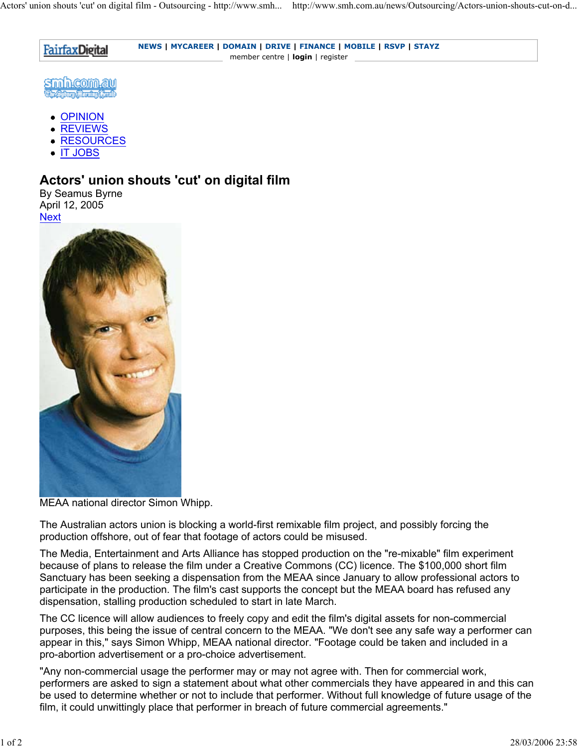FairfaxDigital **NEWS** | **MYCAREER** | **DOMAIN** | **DRIVE** | **FINANCE** | **MOBILE** | **RSVP** | **STAYZ**
member centre | **login** | register

smh.com.au

- OPINION
- REVIEWS
- RESOURCES
- IT JOBS

# Actors' union shouts 'cut' on digital film

By Seamus Byrne
April 12, 2005
Next

MEAA national director Simon Whipp.

The Australian actors union is blocking a world-first remixable film project, and possibly forcing the production offshore, out of fear that footage of actors could be misused.

The Media, Entertainment and Arts Alliance has stopped production on the "re-mixable" film experiment because of plans to release the film under a Creative Commons (CC) licence. The $100,000 short film Sanctuary has been seeking a dispensation from the MEAA since January to allow professional actors to participate in the production. The film's cast supports the concept but the MEAA board has refused any dispensation, stalling production scheduled to start in late March.

The CC licence will allow audiences to freely copy and edit the film's digital assets for non-commercial purposes, this being the issue of central concern to the MEAA. "We don't see any safe way a performer can appear in this," says Simon Whipp, MEAA national director. "Footage could be taken and included in a pro-abortion advertisement or a pro-choice advertisement.

"Any non-commercial usage the performer may or may not agree with. Then for commercial work, performers are asked to sign a statement about what other commercials they have appeared in and this can be used to determine whether or not to include that performer. Without full knowledge of future usage of the film, it could unwittingly place that performer in breach of future commercial agreements."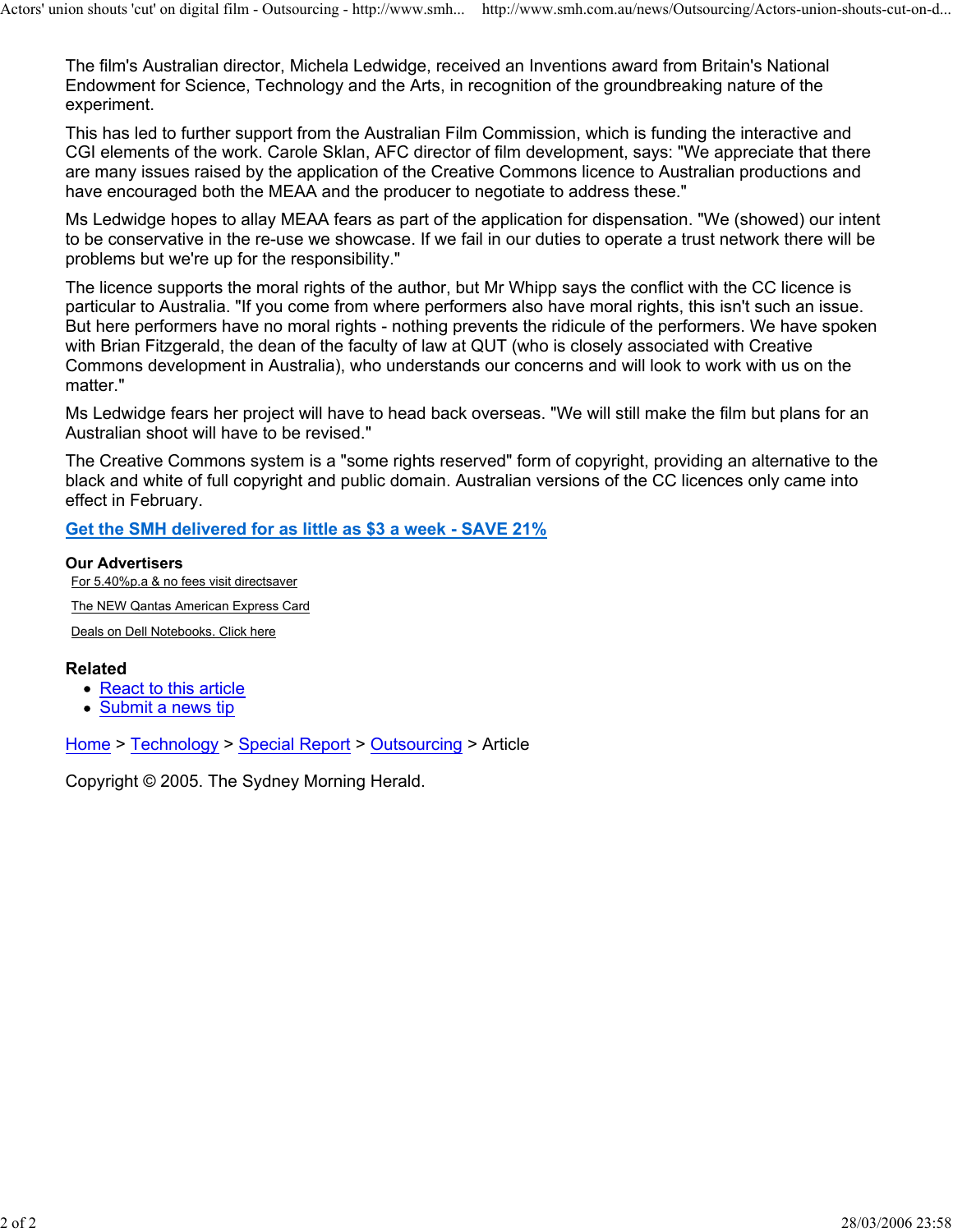The film's Australian director, Michela Ledwidge, received an Inventions award from Britain's National Endowment for Science, Technology and the Arts, in recognition of the groundbreaking nature of the experiment.

This has led to further support from the Australian Film Commission, which is funding the interactive and CGI elements of the work. Carole Sklan, AFC director of film development, says: "We appreciate that there are many issues raised by the application of the Creative Commons licence to Australian productions and have encouraged both the MEAA and the producer to negotiate to address these."

Ms Ledwidge hopes to allay MEAA fears as part of the application for dispensation. "We (showed) our intent to be conservative in the re-use we showcase. If we fail in our duties to operate a trust network there will be problems but we're up for the responsibility."

The licence supports the moral rights of the author, but Mr Whipp says the conflict with the CC licence is particular to Australia. "If you come from where performers also have moral rights, this isn't such an issue. But here performers have no moral rights - nothing prevents the ridicule of the performers. We have spoken with Brian Fitzgerald, the dean of the faculty of law at QUT (who is closely associated with Creative Commons development in Australia), who understands our concerns and will look to work with us on the matter."

Ms Ledwidge fears her project will have to head back overseas. "We will still make the film but plans for an Australian shoot will have to be revised."

The Creative Commons system is a "some rights reserved" form of copyright, providing an alternative to the black and white of full copyright and public domain. Australian versions of the CC licences only came into effect in February.

**Get the SMH delivered for as little as $3 a week - SAVE 21%**

**Our Advertisers**

For 5.40%p.a & no fees visit directsaver

The NEW Qantas American Express Card

Deals on Dell Notebooks. Click here

**Related**

- React to this article
- Submit a news tip

Home > Technology > Special Report > Outsourcing > Article

Copyright © 2005. The Sydney Morning Herald.